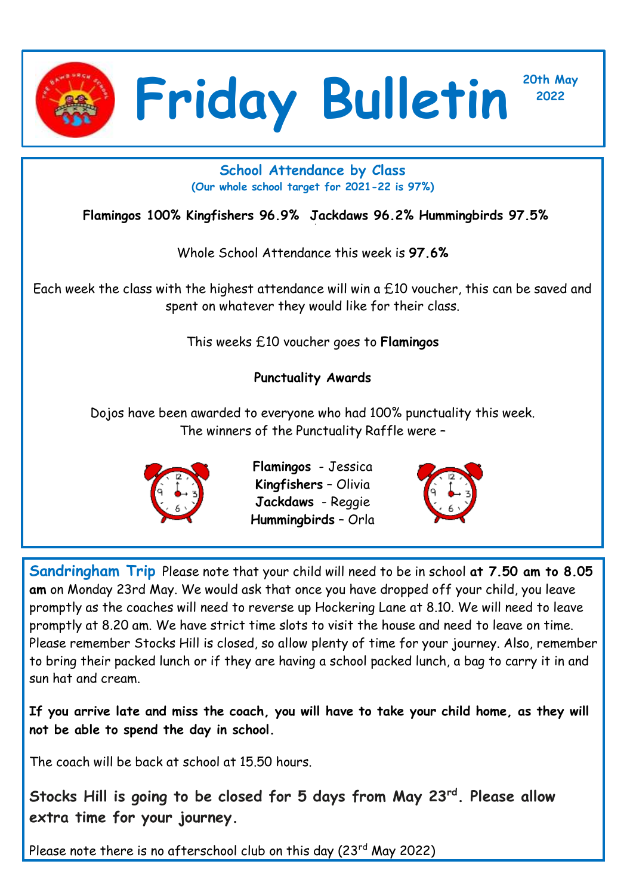# Friday Bulletin

**20th May 2022**

## School Attendance by Class

**(Our whole school target for 2021-22 is 97%)**

**Flamingos 100% Kingfishers 96.9% Jackdaws 96.2% Hummingbirds 97.5%**

Whole School Attendance this week is **97.6%**

Each week the class with the highest attendance will win a £10 voucher, this can be saved and spent on whatever they would like for their class.

This weeks £10 voucher goes to **Flamingos**

**Punctuality Awards**

Dojos have been awarded to everyone who had 100% punctuality this week.
The winners of the Punctuality Raffle were –

**Flamingos** - Jessica
**Kingfishers** – Olivia
**Jackdaws** - Reggie
**Hummingbirds** – Orla

**Sandringham Trip** Please note that your child will need to be in school **at 7.50 am to 8.05 am** on Monday 23rd May. We would ask that once you have dropped off your child, you leave promptly as the coaches will need to reverse up Hockering Lane at 8.10. We will need to leave promptly at 8.20 am. We have strict time slots to visit the house and need to leave on time. Please remember Stocks Hill is closed, so allow plenty of time for your journey. Also, remember to bring their packed lunch or if they are having a school packed lunch, a bag to carry it in and sun hat and cream.

**If you arrive late and miss the coach, you will have to take your child home, as they will not be able to spend the day in school.**

The coach will be back at school at 15.50 hours.

**Stocks Hill is going to be closed for 5 days from May 23rd. Please allow extra time for your journey.**

Please note there is no afterschool club on this day (23rd May 2022)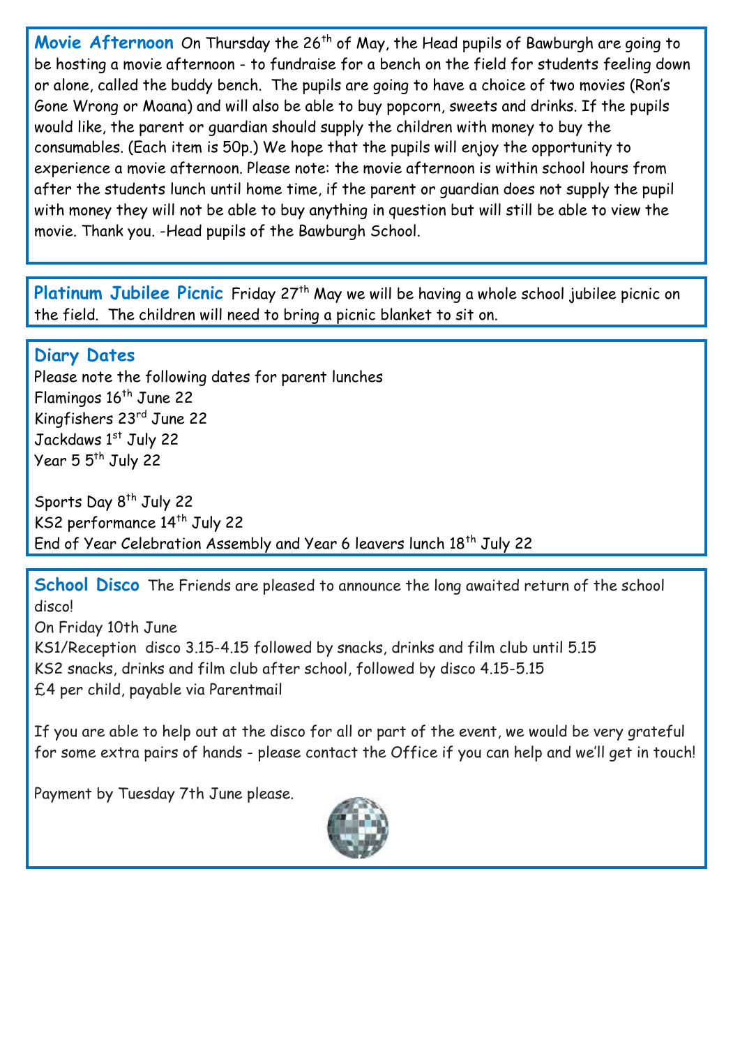**Movie Afternoon** On Thursday the 26th of May, the Head pupils of Bawburgh are going to be hosting a movie afternoon - to fundraise for a bench on the field for students feeling down or alone, called the buddy bench. The pupils are going to have a choice of two movies (Ron's Gone Wrong or Moana) and will also be able to buy popcorn, sweets and drinks. If the pupils would like, the parent or guardian should supply the children with money to buy the consumables. (Each item is 50p.) We hope that the pupils will enjoy the opportunity to experience a movie afternoon. Please note: the movie afternoon is within school hours from after the students lunch until home time, if the parent or guardian does not supply the pupil with money they will not be able to buy anything in question but will still be able to view the movie. Thank you. -Head pupils of the Bawburgh School.

**Platinum Jubilee Picnic** Friday 27th May we will be having a whole school jubilee picnic on the field. The children will need to bring a picnic blanket to sit on.

## Diary Dates

Please note the following dates for parent lunches
Flamingos 16th June 22
Kingfishers 23rd June 22
Jackdaws 1st July 22
Year 5 5th July 22

Sports Day 8th July 22
KS2 performance 14th July 22
End of Year Celebration Assembly and Year 6 leavers lunch 18th July 22

**School Disco** The Friends are pleased to announce the long awaited return of the school disco!
On Friday 10th June
KS1/Reception disco 3.15-4.15 followed by snacks, drinks and film club until 5.15
KS2 snacks, drinks and film club after school, followed by disco 4.15-5.15
£4 per child, payable via Parentmail

If you are able to help out at the disco for all or part of the event, we would be very grateful for some extra pairs of hands - please contact the Office if you can help and we'll get in touch!

Payment by Tuesday 7th June please.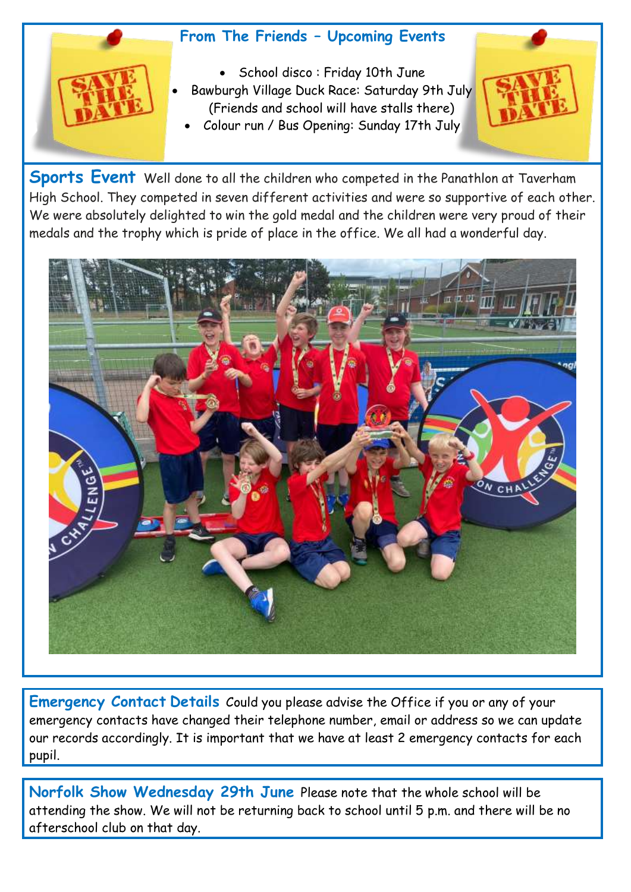## From The Friends – Upcoming Events

SAVE THE DATE

- School disco : Friday 10th June
- Bawburgh Village Duck Race: Saturday 9th July (Friends and school will have stalls there)
- Colour run / Bus Opening: Sunday 17th July

## Sports Event

Well done to all the children who competed in the Panathlon at Taverham High School. They competed in seven different activities and were so supportive of each other. We were absolutely delighted to win the gold medal and the children were very proud of their medals and the trophy which is pride of place in the office. We all had a wonderful day.

## Emergency Contact Details

Could you please advise the Office if you or any of your emergency contacts have changed their telephone number, email or address so we can update our records accordingly. It is important that we have at least 2 emergency contacts for each pupil.

## Norfolk Show Wednesday 29th June

Please note that the whole school will be attending the show. We will not be returning back to school until 5 p.m. and there will be no afterschool club on that day.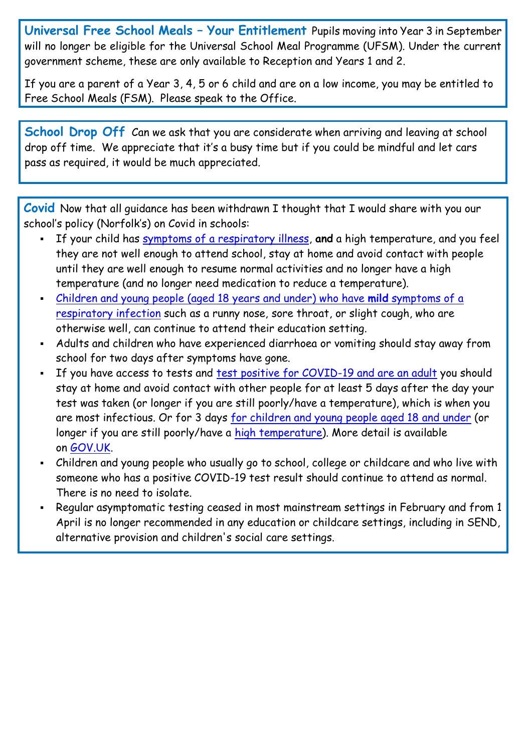## Universal Free School Meals – Your Entitlement

Pupils moving into Year 3 in September will no longer be eligible for the Universal School Meal Programme (UFSM). Under the current government scheme, these are only available to Reception and Years 1 and 2.

If you are a parent of a Year 3, 4, 5 or 6 child and are on a low income, you may be entitled to Free School Meals (FSM). Please speak to the Office.

## School Drop Off

Can we ask that you are considerate when arriving and leaving at school drop off time. We appreciate that it's a busy time but if you could be mindful and let cars pass as required, it would be much appreciated.

## Covid

Now that all guidance has been withdrawn I thought that I would share with you our school's policy (Norfolk's) on Covid in schools:

- If your child has symptoms of a respiratory illness, **and** a high temperature, and you feel they are not well enough to attend school, stay at home and avoid contact with people until they are well enough to resume normal activities and no longer have a high temperature (and no longer need medication to reduce a temperature).
- Children and young people (aged 18 years and under) who have **mild** symptoms of a respiratory infection such as a runny nose, sore throat, or slight cough, who are otherwise well, can continue to attend their education setting.
- Adults and children who have experienced diarrhoea or vomiting should stay away from school for two days after symptoms have gone.
- If you have access to tests and test positive for COVID-19 and are an adult you should stay at home and avoid contact with other people for at least 5 days after the day your test was taken (or longer if you are still poorly/have a temperature), which is when you are most infectious. Or for 3 days for children and young people aged 18 and under (or longer if you are still poorly/have a high temperature). More detail is available on GOV.UK.
- Children and young people who usually go to school, college or childcare and who live with someone who has a positive COVID-19 test result should continue to attend as normal. There is no need to isolate.
- Regular asymptomatic testing ceased in most mainstream settings in February and from 1 April is no longer recommended in any education or childcare settings, including in SEND, alternative provision and children's social care settings.